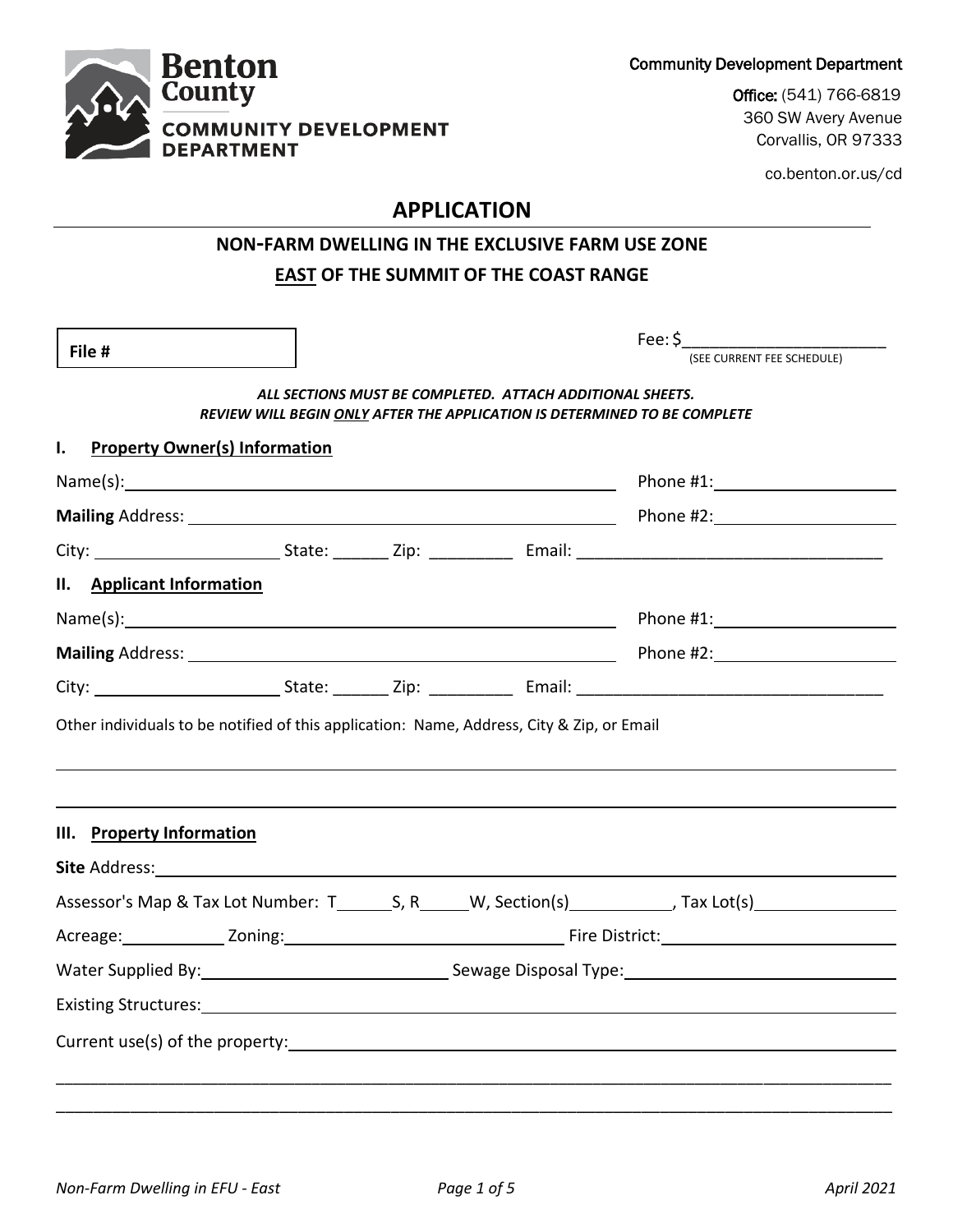Benton County
COMMUNITY DEVELOPMENT DEPARTMENT

Community Development Department

Office: (541) 766-6819
360 SW Avery Avenue
Corvallis, OR 97333

co.benton.or.us/cd

# APPLICATION

## NON-FARM DWELLING IN THE EXCLUSIVE FARM USE ZONE
## EAST OF THE SUMMIT OF THE COAST RANGE

**File #**

Fee: $______________________
(SEE CURRENT FEE SCHEDULE)

***ALL SECTIONS MUST BE COMPLETED. ATTACH ADDITIONAL SHEETS.***
***REVIEW WILL BEGIN ONLY AFTER THE APPLICATION IS DETERMINED TO BE COMPLETE***

### I. Property Owner(s) Information

Name(s): ______________________________ Phone #1: ______________

**Mailing** Address: ______________________________ Phone #2: ______________

City: ______________ State: ______ Zip: _________ Email: ______________________

### II. Applicant Information

Name(s): ______________________________ Phone #1: ______________

**Mailing** Address: ______________________________ Phone #2: ______________

City: ______________ State: ______ Zip: _________ Email: ______________________

Other individuals to be notified of this application: Name, Address, City & Zip, or Email

______________________________________________________________________

______________________________________________________________________

### III. Property Information

**Site** Address: ______________________________________________________

Assessor's Map & Tax Lot Number: T______S, R_____W, Section(s)___________, Tax Lot(s)_______________

Acreage: ___________ Zoning: ______________________ Fire District: ______________________

Water Supplied By: ______________________ Sewage Disposal Type: ______________________

Existing Structures: ______________________________________________________

Current use(s) of the property: ______________________________________________

______________________________________________________________________

______________________________________________________________________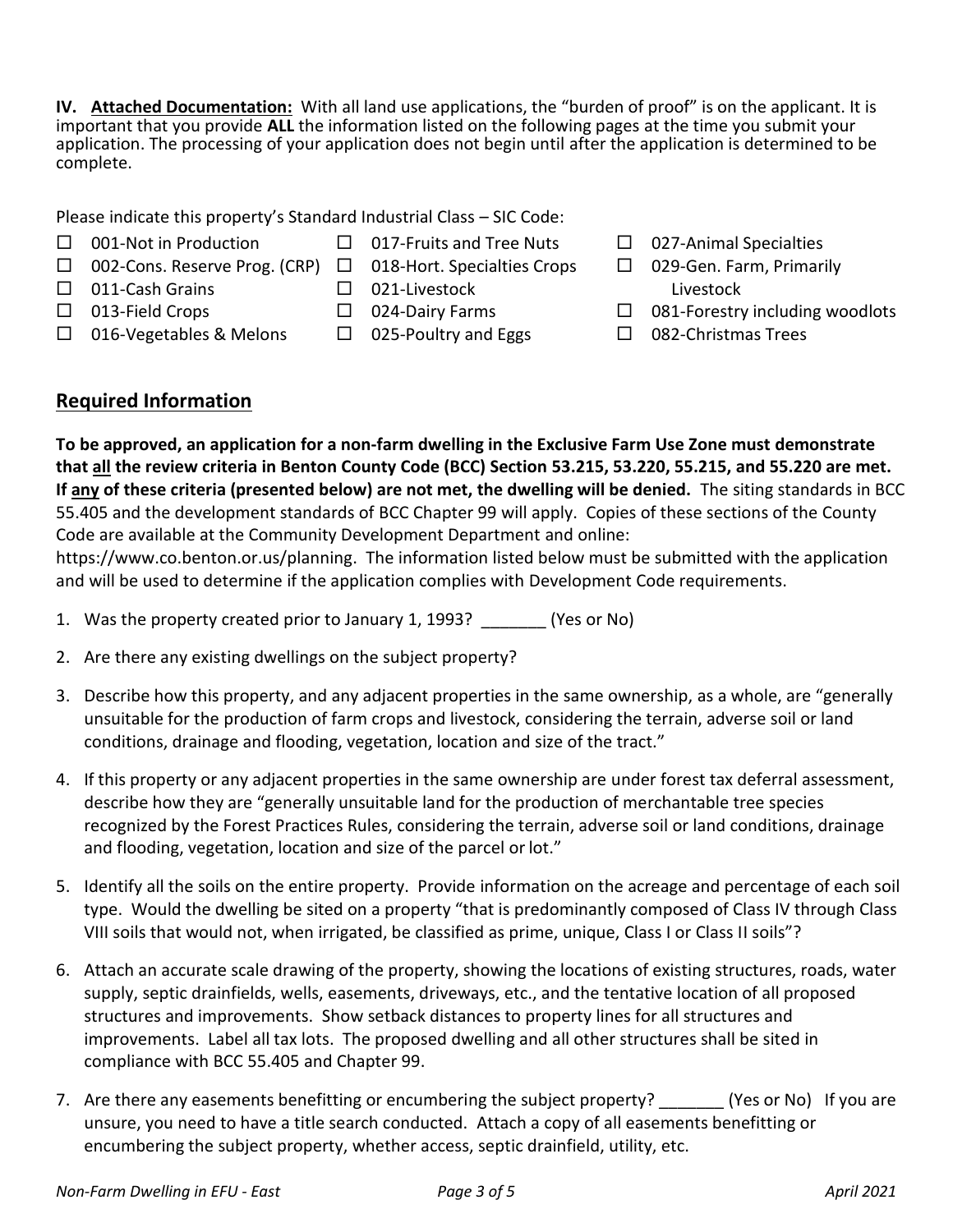**IV. Attached Documentation:** With all land use applications, the "burden of proof" is on the applicant. It is important that you provide **ALL** the information listed on the following pages at the time you submit your application. The processing of your application does not begin until after the application is determined to be complete.

Please indicate this property's Standard Industrial Class – SIC Code:

- ☐ 001-Not in Production
- ☐ 002-Cons. Reserve Prog. (CRP)
- ☐ 011-Cash Grains
- ☐ 013-Field Crops
- ☐ 016-Vegetables & Melons
- ☐ 017-Fruits and Tree Nuts
- ☐ 018-Hort. Specialties Crops
- ☐ 021-Livestock
- ☐ 024-Dairy Farms
- ☐ 025-Poultry and Eggs
- ☐ 027-Animal Specialties
- ☐ 029-Gen. Farm, Primarily Livestock
- ☐ 081-Forestry including woodlots
- ☐ 082-Christmas Trees

## Required Information

**To be approved, an application for a non-farm dwelling in the Exclusive Farm Use Zone must demonstrate that all the review criteria in Benton County Code (BCC) Section 53.215, 53.220, 55.215, and 55.220 are met. If any of these criteria (presented below) are not met, the dwelling will be denied.** The siting standards in BCC 55.405 and the development standards of BCC Chapter 99 will apply. Copies of these sections of the County Code are available at the Community Development Department and online: https://www.co.benton.or.us/planning. The information listed below must be submitted with the application and will be used to determine if the application complies with Development Code requirements.

1. Was the property created prior to January 1, 1993? _______ (Yes or No)
2. Are there any existing dwellings on the subject property?
3. Describe how this property, and any adjacent properties in the same ownership, as a whole, are "generally unsuitable for the production of farm crops and livestock, considering the terrain, adverse soil or land conditions, drainage and flooding, vegetation, location and size of the tract."
4. If this property or any adjacent properties in the same ownership are under forest tax deferral assessment, describe how they are "generally unsuitable land for the production of merchantable tree species recognized by the Forest Practices Rules, considering the terrain, adverse soil or land conditions, drainage and flooding, vegetation, location and size of the parcel or lot."
5. Identify all the soils on the entire property. Provide information on the acreage and percentage of each soil type. Would the dwelling be sited on a property "that is predominantly composed of Class IV through Class VIII soils that would not, when irrigated, be classified as prime, unique, Class I or Class II soils"?
6. Attach an accurate scale drawing of the property, showing the locations of existing structures, roads, water supply, septic drainfields, wells, easements, driveways, etc., and the tentative location of all proposed structures and improvements. Show setback distances to property lines for all structures and improvements. Label all tax lots. The proposed dwelling and all other structures shall be sited in compliance with BCC 55.405 and Chapter 99.
7. Are there any easements benefitting or encumbering the subject property? _______ (Yes or No) If you are unsure, you need to have a title search conducted. Attach a copy of all easements benefitting or encumbering the subject property, whether access, septic drainfield, utility, etc.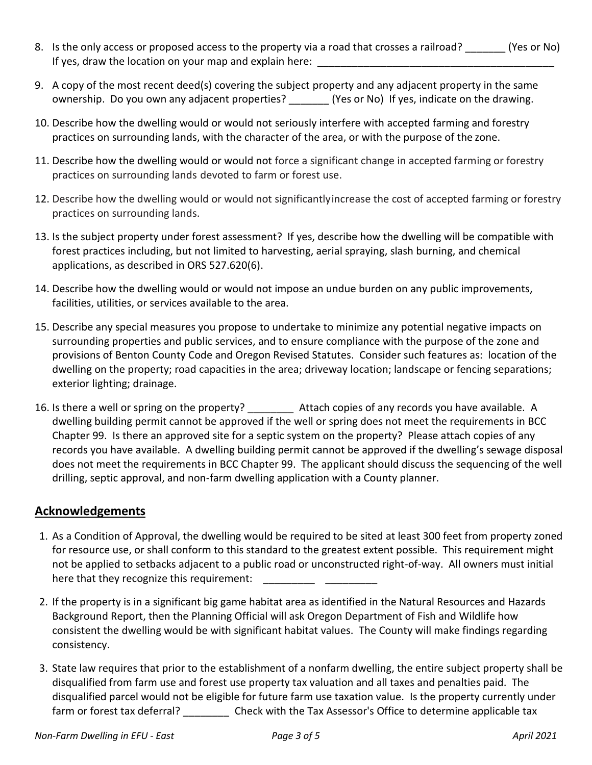8. Is the only access or proposed access to the property via a road that crosses a railroad? _______ (Yes or No) If yes, draw the location on your map and explain here: __________________________________________

9. A copy of the most recent deed(s) covering the subject property and any adjacent property in the same ownership. Do you own any adjacent properties? _______ (Yes or No) If yes, indicate on the drawing.

10. Describe how the dwelling would or would not seriously interfere with accepted farming and forestry practices on surrounding lands, with the character of the area, or with the purpose of the zone.

11. Describe how the dwelling would or would not force a significant change in accepted farming or forestry practices on surrounding lands devoted to farm or forest use.

12. Describe how the dwelling would or would not significantly increase the cost of accepted farming or forestry practices on surrounding lands.

13. Is the subject property under forest assessment? If yes, describe how the dwelling will be compatible with forest practices including, but not limited to harvesting, aerial spraying, slash burning, and chemical applications, as described in ORS 527.620(6).

14. Describe how the dwelling would or would not impose an undue burden on any public improvements, facilities, utilities, or services available to the area.

15. Describe any special measures you propose to undertake to minimize any potential negative impacts on surrounding properties and public services, and to ensure compliance with the purpose of the zone and provisions of Benton County Code and Oregon Revised Statutes. Consider such features as: location of the dwelling on the property; road capacities in the area; driveway location; landscape or fencing separations; exterior lighting; drainage.

16. Is there a well or spring on the property? ________ Attach copies of any records you have available. A dwelling building permit cannot be approved if the well or spring does not meet the requirements in BCC Chapter 99. Is there an approved site for a septic system on the property? Please attach copies of any records you have available. A dwelling building permit cannot be approved if the dwelling's sewage disposal does not meet the requirements in BCC Chapter 99. The applicant should discuss the sequencing of the well drilling, septic approval, and non-farm dwelling application with a County planner.

## Acknowledgements

1. As a Condition of Approval, the dwelling would be required to be sited at least 300 feet from property zoned for resource use, or shall conform to this standard to the greatest extent possible. This requirement might not be applied to setbacks adjacent to a public road or unconstructed right-of-way. All owners must initial here that they recognize this requirement: _________ _________

2. If the property is in a significant big game habitat area as identified in the Natural Resources and Hazards Background Report, then the Planning Official will ask Oregon Department of Fish and Wildlife how consistent the dwelling would be with significant habitat values. The County will make findings regarding consistency.

3. State law requires that prior to the establishment of a nonfarm dwelling, the entire subject property shall be disqualified from farm use and forest use property tax valuation and all taxes and penalties paid. The disqualified parcel would not be eligible for future farm use taxation value. Is the property currently under farm or forest tax deferral? ________ Check with the Tax Assessor's Office to determine applicable tax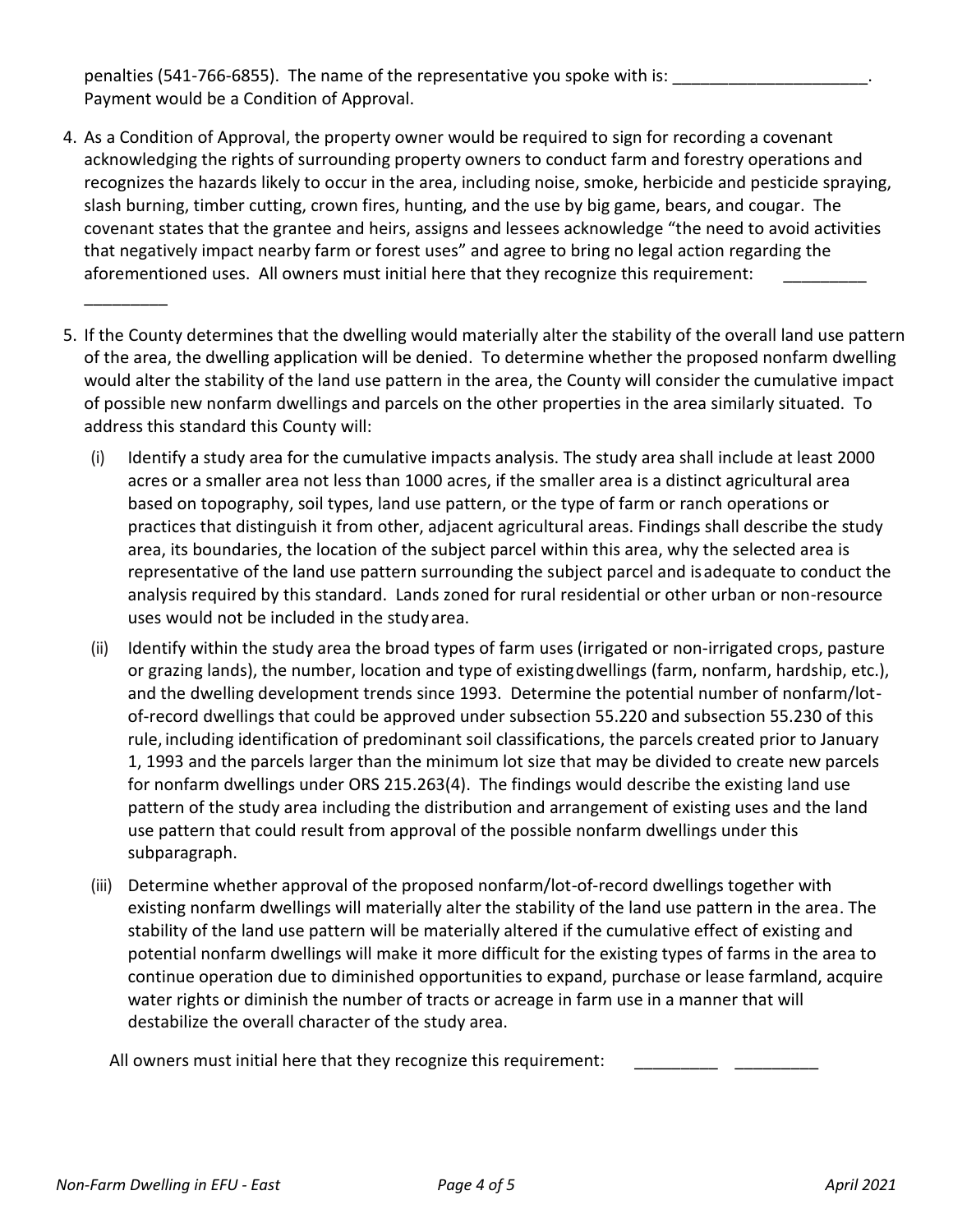penalties (541-766-6855). The name of the representative you spoke with is: _____________________. Payment would be a Condition of Approval.

4. As a Condition of Approval, the property owner would be required to sign for recording a covenant acknowledging the rights of surrounding property owners to conduct farm and forestry operations and recognizes the hazards likely to occur in the area, including noise, smoke, herbicide and pesticide spraying, slash burning, timber cutting, crown fires, hunting, and the use by big game, bears, and cougar. The covenant states that the grantee and heirs, assigns and lessees acknowledge "the need to avoid activities that negatively impact nearby farm or forest uses" and agree to bring no legal action regarding the aforementioned uses. All owners must initial here that they recognize this requirement: _________ _________

5. If the County determines that the dwelling would materially alter the stability of the overall land use pattern of the area, the dwelling application will be denied. To determine whether the proposed nonfarm dwelling would alter the stability of the land use pattern in the area, the County will consider the cumulative impact of possible new nonfarm dwellings and parcels on the other properties in the area similarly situated. To address this standard this County will:

   (i) Identify a study area for the cumulative impacts analysis. The study area shall include at least 2000 acres or a smaller area not less than 1000 acres, if the smaller area is a distinct agricultural area based on topography, soil types, land use pattern, or the type of farm or ranch operations or practices that distinguish it from other, adjacent agricultural areas. Findings shall describe the study area, its boundaries, the location of the subject parcel within this area, why the selected area is representative of the land use pattern surrounding the subject parcel and is adequate to conduct the analysis required by this standard. Lands zoned for rural residential or other urban or non-resource uses would not be included in the study area.

   (ii) Identify within the study area the broad types of farm uses (irrigated or non-irrigated crops, pasture or grazing lands), the number, location and type of existing dwellings (farm, nonfarm, hardship, etc.), and the dwelling development trends since 1993. Determine the potential number of nonfarm/lot-of-record dwellings that could be approved under subsection 55.220 and subsection 55.230 of this rule, including identification of predominant soil classifications, the parcels created prior to January 1, 1993 and the parcels larger than the minimum lot size that may be divided to create new parcels for nonfarm dwellings under ORS 215.263(4). The findings would describe the existing land use pattern of the study area including the distribution and arrangement of existing uses and the land use pattern that could result from approval of the possible nonfarm dwellings under this subparagraph.

   (iii) Determine whether approval of the proposed nonfarm/lot-of-record dwellings together with existing nonfarm dwellings will materially alter the stability of the land use pattern in the area. The stability of the land use pattern will be materially altered if the cumulative effect of existing and potential nonfarm dwellings will make it more difficult for the existing types of farms in the area to continue operation due to diminished opportunities to expand, purchase or lease farmland, acquire water rights or diminish the number of tracts or acreage in farm use in a manner that will destabilize the overall character of the study area.

   All owners must initial here that they recognize this requirement: _________ _________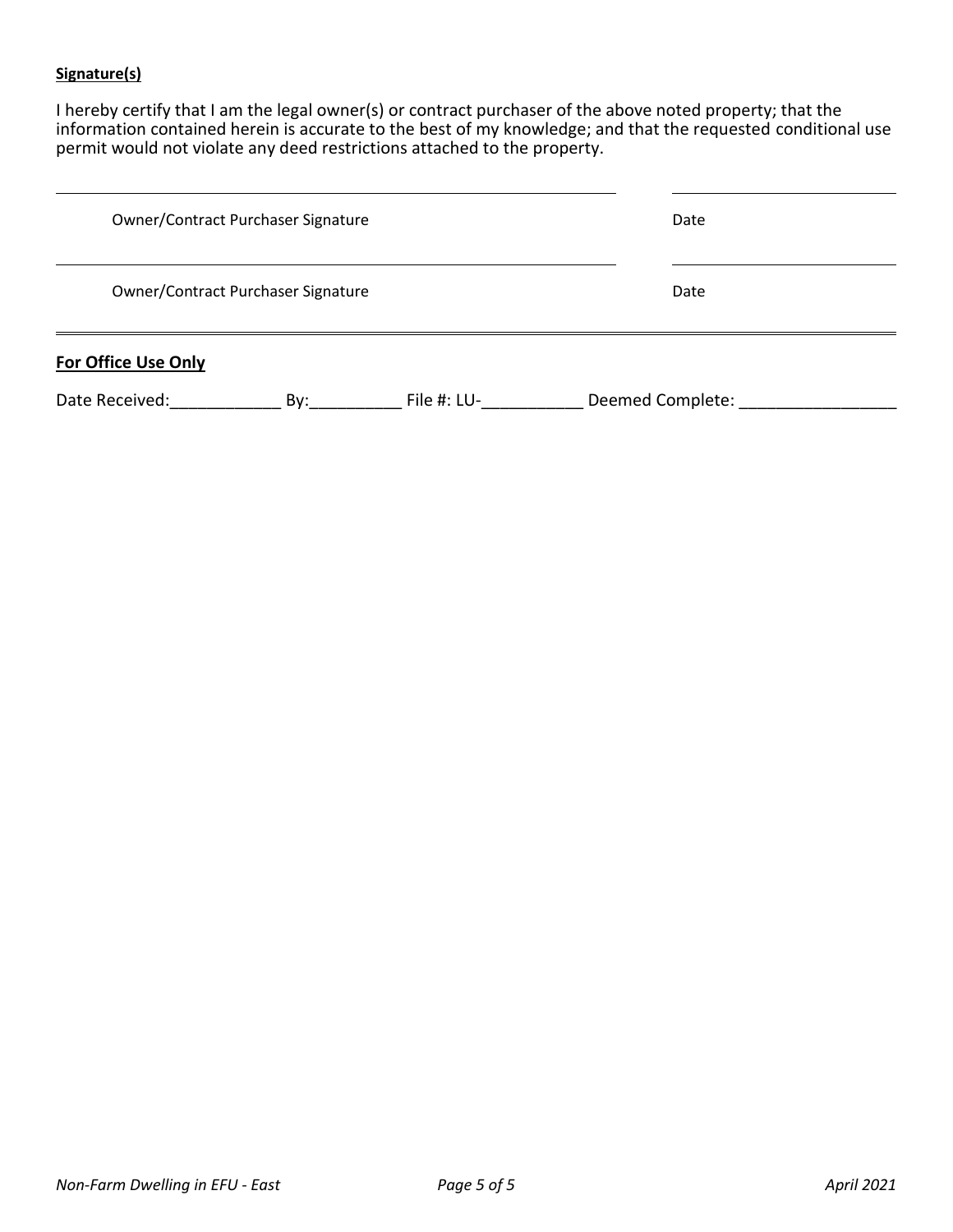**Signature(s)**

I hereby certify that I am the legal owner(s) or contract purchaser of the above noted property; that the information contained herein is accurate to the best of my knowledge; and that the requested conditional use permit would not violate any deed restrictions attached to the property.

\_\_\_\_\_\_\_\_\_\_\_\_\_\_\_\_\_\_\_\_\_\_\_\_\_\_\_\_\_\_\_\_\_\_\_\_\_\_\_\_ \_\_\_\_\_\_\_\_\_\_\_\_\_\_\_\_\_\_\_\_

Owner/Contract Purchaser Signature Date

\_\_\_\_\_\_\_\_\_\_\_\_\_\_\_\_\_\_\_\_\_\_\_\_\_\_\_\_\_\_\_\_\_\_\_\_\_\_\_\_ \_\_\_\_\_\_\_\_\_\_\_\_\_\_\_\_\_\_\_\_

Owner/Contract Purchaser Signature Date

---

**For Office Use Only**

Date Received:____________ By:__________ File #: LU-___________ Deemed Complete: _________________